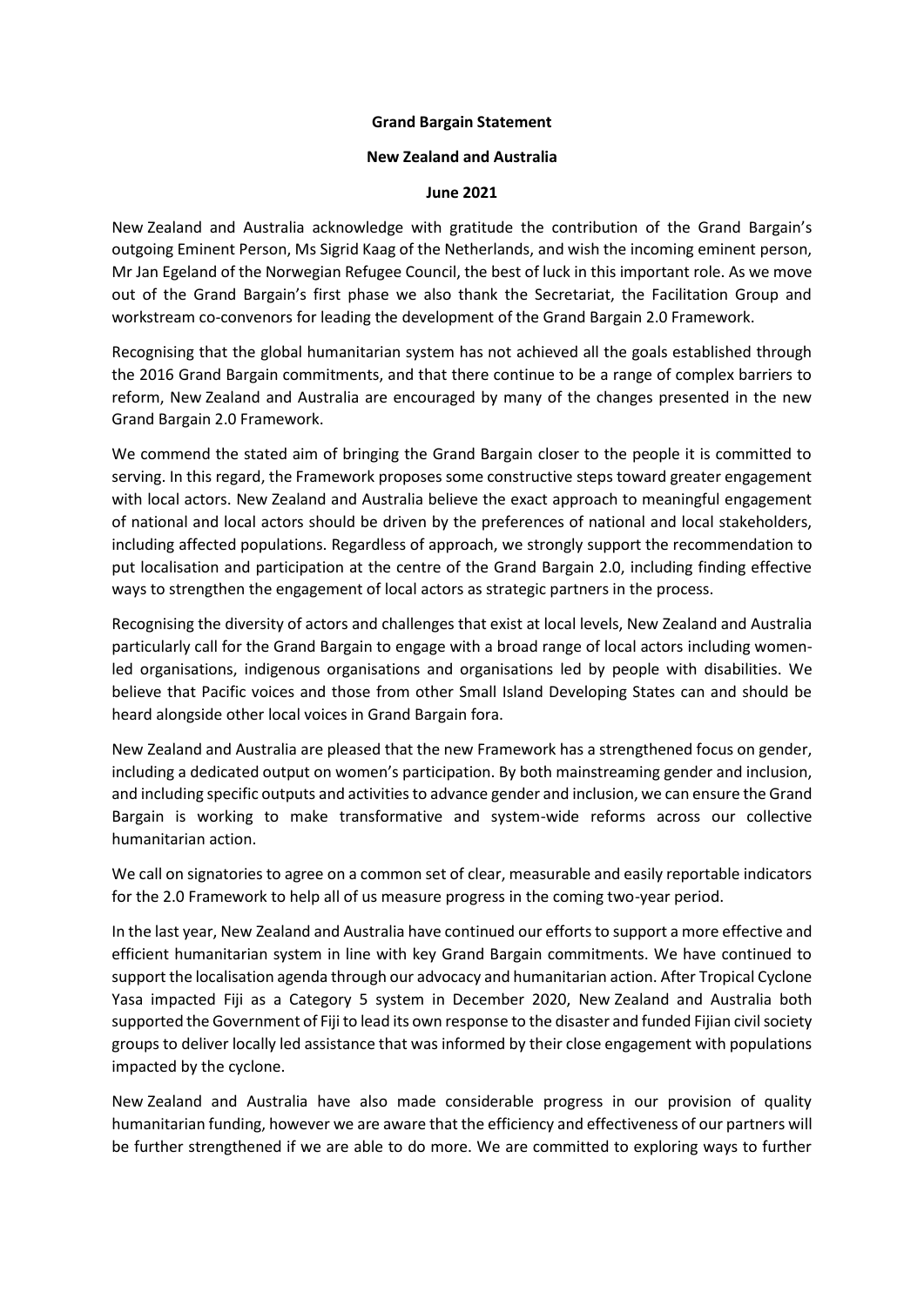**Grand Bargain Statement**

**New Zealand and Australia**

**June 2021**

New Zealand and Australia acknowledge with gratitude the contribution of the Grand Bargain's outgoing Eminent Person, Ms Sigrid Kaag of the Netherlands, and wish the incoming eminent person, Mr Jan Egeland of the Norwegian Refugee Council, the best of luck in this important role. As we move out of the Grand Bargain's first phase we also thank the Secretariat, the Facilitation Group and workstream co-convenors for leading the development of the Grand Bargain 2.0 Framework.

Recognising that the global humanitarian system has not achieved all the goals established through the 2016 Grand Bargain commitments, and that there continue to be a range of complex barriers to reform, New Zealand and Australia are encouraged by many of the changes presented in the new Grand Bargain 2.0 Framework.

We commend the stated aim of bringing the Grand Bargain closer to the people it is committed to serving. In this regard, the Framework proposes some constructive steps toward greater engagement with local actors. New Zealand and Australia believe the exact approach to meaningful engagement of national and local actors should be driven by the preferences of national and local stakeholders, including affected populations. Regardless of approach, we strongly support the recommendation to put localisation and participation at the centre of the Grand Bargain 2.0, including finding effective ways to strengthen the engagement of local actors as strategic partners in the process.

Recognising the diversity of actors and challenges that exist at local levels, New Zealand and Australia particularly call for the Grand Bargain to engage with a broad range of local actors including women-led organisations, indigenous organisations and organisations led by people with disabilities. We believe that Pacific voices and those from other Small Island Developing States can and should be heard alongside other local voices in Grand Bargain fora.

New Zealand and Australia are pleased that the new Framework has a strengthened focus on gender, including a dedicated output on women's participation. By both mainstreaming gender and inclusion, and including specific outputs and activities to advance gender and inclusion, we can ensure the Grand Bargain is working to make transformative and system-wide reforms across our collective humanitarian action.

We call on signatories to agree on a common set of clear, measurable and easily reportable indicators for the 2.0 Framework to help all of us measure progress in the coming two-year period.

In the last year, New Zealand and Australia have continued our efforts to support a more effective and efficient humanitarian system in line with key Grand Bargain commitments. We have continued to support the localisation agenda through our advocacy and humanitarian action. After Tropical Cyclone Yasa impacted Fiji as a Category 5 system in December 2020, New Zealand and Australia both supported the Government of Fiji to lead its own response to the disaster and funded Fijian civil society groups to deliver locally led assistance that was informed by their close engagement with populations impacted by the cyclone.

New Zealand and Australia have also made considerable progress in our provision of quality humanitarian funding, however we are aware that the efficiency and effectiveness of our partners will be further strengthened if we are able to do more. We are committed to exploring ways to further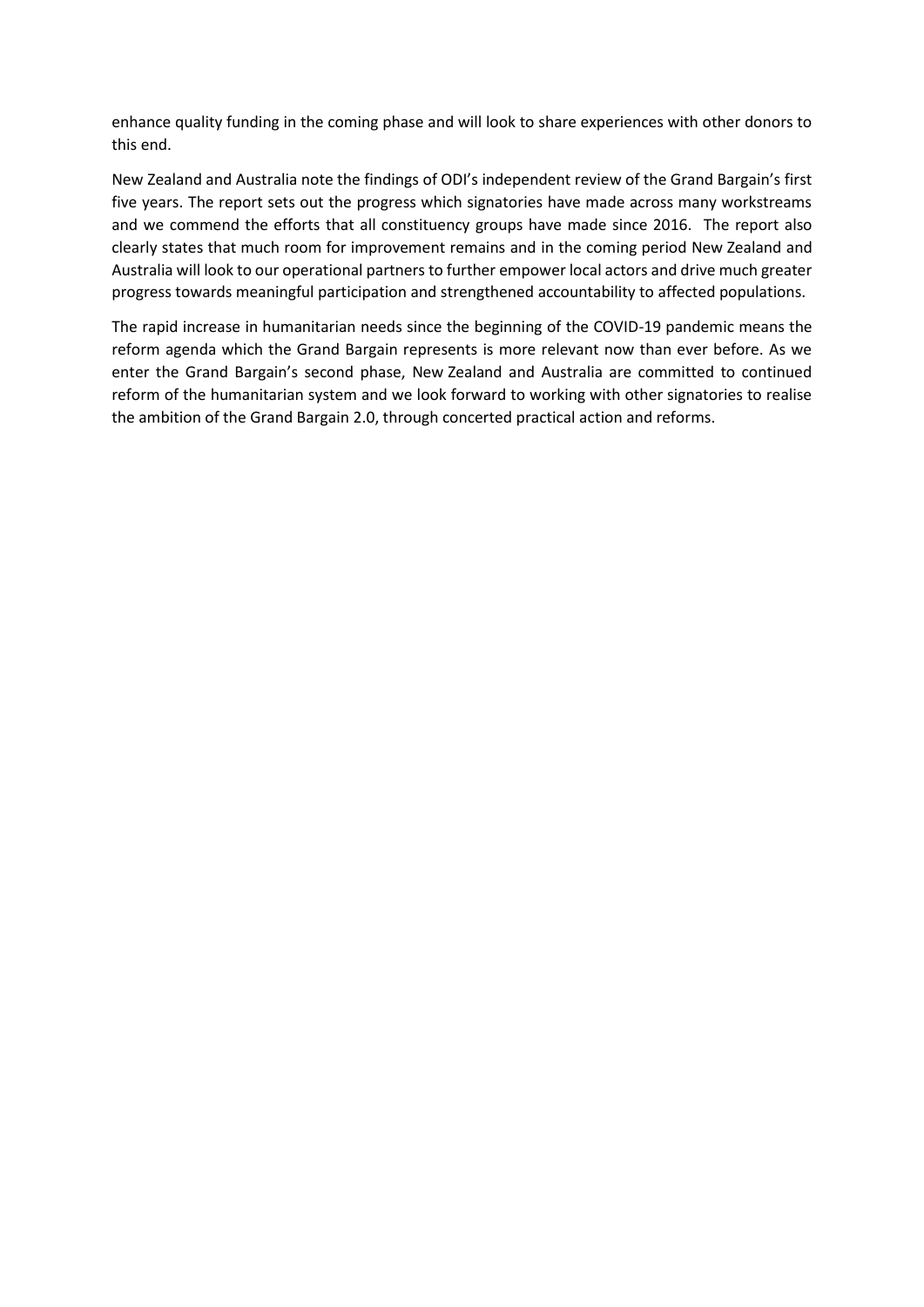enhance quality funding in the coming phase and will look to share experiences with other donors to this end.

New Zealand and Australia note the findings of ODI's independent review of the Grand Bargain's first five years. The report sets out the progress which signatories have made across many workstreams and we commend the efforts that all constituency groups have made since 2016. The report also clearly states that much room for improvement remains and in the coming period New Zealand and Australia will look to our operational partners to further empower local actors and drive much greater progress towards meaningful participation and strengthened accountability to affected populations.

The rapid increase in humanitarian needs since the beginning of the COVID-19 pandemic means the reform agenda which the Grand Bargain represents is more relevant now than ever before. As we enter the Grand Bargain's second phase, New Zealand and Australia are committed to continued reform of the humanitarian system and we look forward to working with other signatories to realise the ambition of the Grand Bargain 2.0, through concerted practical action and reforms.